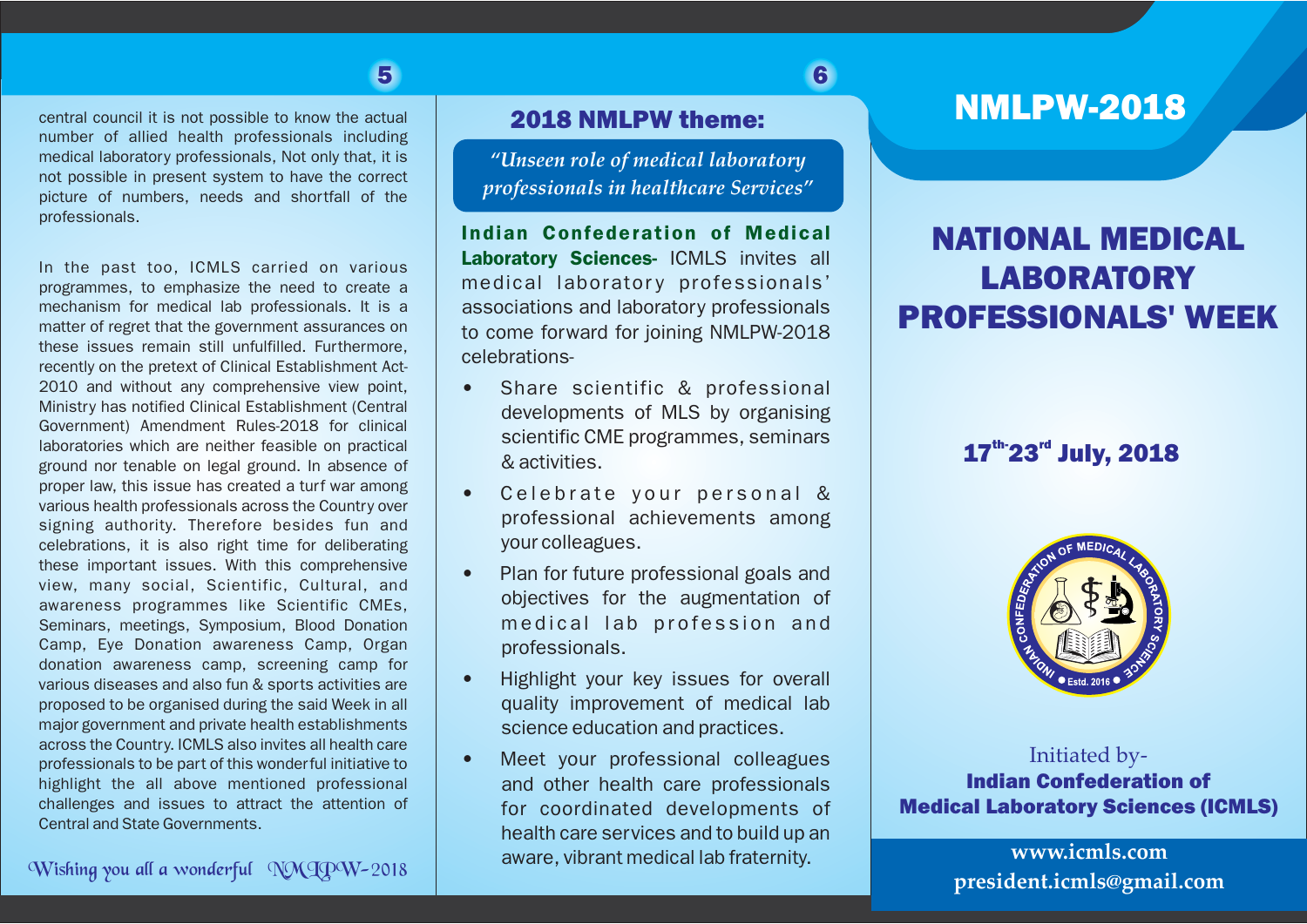central council it is not possible to know the actual number of allied health professionals including medical laboratory professionals, Not only that, it is not possible in present system to have the correct picture of numbers, needs and shortfall of the professionals.

In the past too, ICMLS carried on various programmes, to emphasize the need to create a mechanism for medical lab professionals. It is a matter of regret that the government assurances on these issues remain still unfulfilled. Furthermore, recently on the pretext of Clinical Establishment Act-2010 and without any comprehensive view point, Ministry has notified Clinical Establishment (Central Government) Amendment Rules-2018 for clinical laboratories which are neither feasible on practical ground nor tenable on legal ground. In absence of proper law, this issue has created a turf war among various health professionals across the Country over signing authority. Therefore besides fun and celebrations, it is also right time for deliberating these important issues. With this comprehensive view, many social, Scientific, Cultural, and awareness programmes like Scientific CMEs, Seminars, meetings, Symposium, Blood Donation Camp, Eye Donation awareness Camp, Organ donation awareness camp, screening camp for various diseases and also fun & sports activities are proposed to be organised during the said Week in all major government and private health establishments across the Country. ICMLS also invites all health care professionals to be part of this wonderful initiative to highlight the all above mentioned professional challenges and issues to attract the attention of Central and State Governments.

*Wishing you all a wonderful NMLPW-2018*

## 2018 NMLPW theme:

*"Unseen role of medical laboratory professionals in healthcare Services"*

**Indian Confederation of Medical Laboratory Sciences-** ICMLS invites all medical laboratory professionals' associations and laboratory professionals to come forward for joining NMLPW-2018 celebrations-

- Share scientific & professional developments of MLS by organising scientific CME programmes, seminars & activities.
- Celebrate your personal & professional achievements among your colleagues.
- Plan for future professional goals and objectives for the augmentation of medical lab profession and professionals.
- Highlight your key issues for overall quality improvement of medical lab science education and practices.
- Meet your professional colleagues and other health care professionals for coordinated developments of health care services and to build up an aware, vibrant medical lab fraternity.

# NMLPW-2018

# NATIONAL MEDICAL LABORATORY PROFESSIONALS' WEEK

### 17th-23rd July, 2018

INDIAN CONFEDERATION OF MEDICAL LABORATORY SCIENCE • Estd. 2016 •

Initiated by-
**Indian Confederation of Medical Laboratory Sciences (ICMLS)**

**www.icmls.com**
**president.icmls@gmail.com**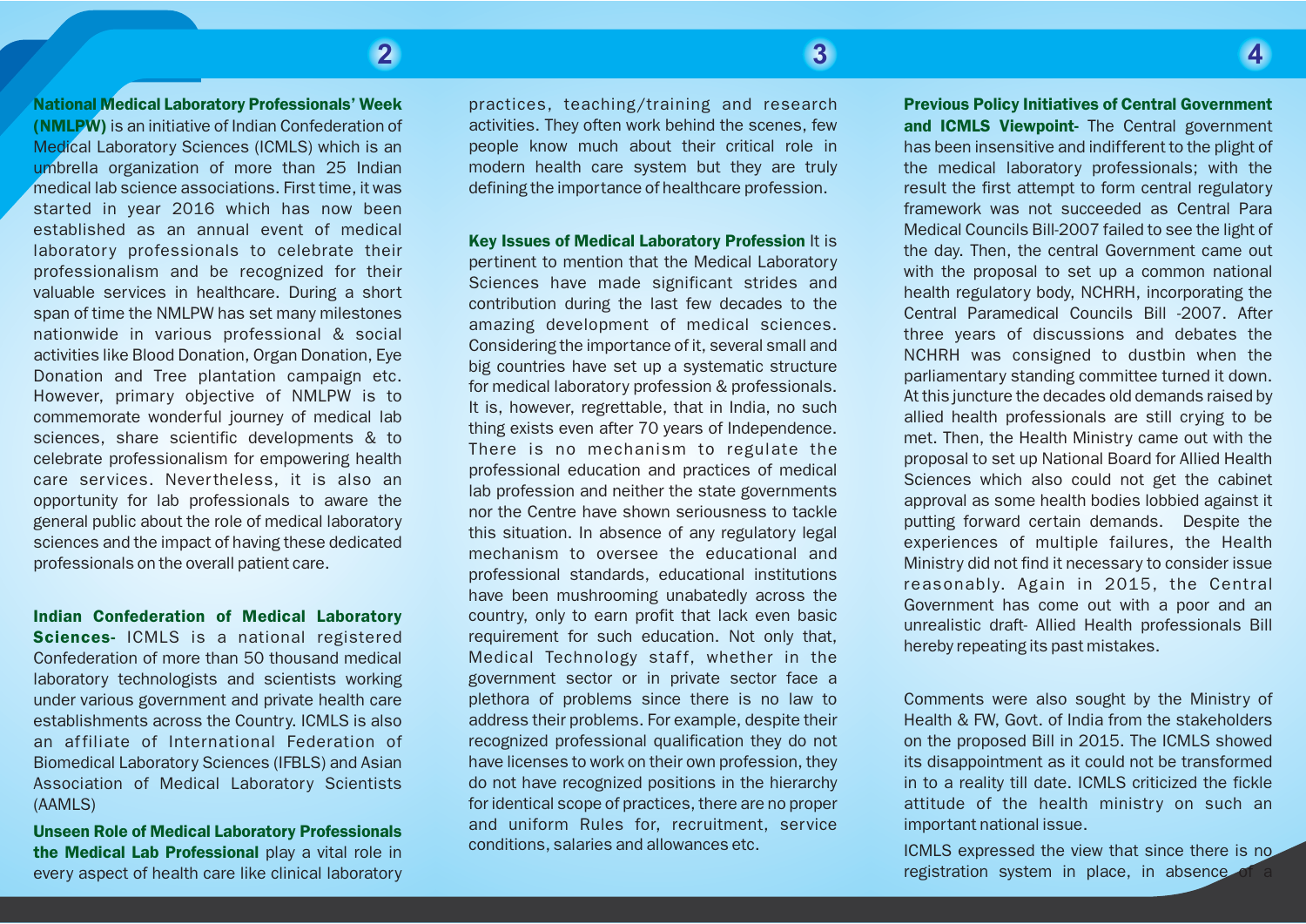**National Medical Laboratory Professionals' Week (NMLPW)** is an initiative of Indian Confederation of Medical Laboratory Sciences (ICMLS) which is an umbrella organization of more than 25 Indian medical lab science associations. First time, it was started in year 2016 which has now been established as an annual event of medical laboratory professionals to celebrate their professionalism and be recognized for their valuable services in healthcare. During a short span of time the NMLPW has set many milestones nationwide in various professional & social activities like Blood Donation, Organ Donation, Eye Donation and Tree plantation campaign etc. However, primary objective of NMLPW is to commemorate wonderful journey of medical lab sciences, share scientific developments & to celebrate professionalism for empowering health care services. Nevertheless, it is also an opportunity for lab professionals to aware the general public about the role of medical laboratory sciences and the impact of having these dedicated professionals on the overall patient care.

**Indian Confederation of Medical Laboratory Sciences-** ICMLS is a national registered Confederation of more than 50 thousand medical laboratory technologists and scientists working under various government and private health care establishments across the Country. ICMLS is also an affiliate of International Federation of Biomedical Laboratory Sciences (IFBLS) and Asian Association of Medical Laboratory Scientists (AAMLS)

**Unseen Role of Medical Laboratory Professionals the Medical Lab Professional** play a vital role in every aspect of health care like clinical laboratory practices, teaching/training and research activities. They often work behind the scenes, few people know much about their critical role in modern health care system but they are truly defining the importance of healthcare profession.

**Key Issues of Medical Laboratory Profession** It is pertinent to mention that the Medical Laboratory Sciences have made significant strides and contribution during the last few decades to the amazing development of medical sciences. Considering the importance of it, several small and big countries have set up a systematic structure for medical laboratory profession & professionals. It is, however, regrettable, that in India, no such thing exists even after 70 years of Independence. There is no mechanism to regulate the professional education and practices of medical lab profession and neither the state governments nor the Centre have shown seriousness to tackle this situation. In absence of any regulatory legal mechanism to oversee the educational and professional standards, educational institutions have been mushrooming unabatedly across the country, only to earn profit that lack even basic requirement for such education. Not only that, Medical Technology staff, whether in the government sector or in private sector face a plethora of problems since there is no law to address their problems. For example, despite their recognized professional qualification they do not have licenses to work on their own profession, they do not have recognized positions in the hierarchy for identical scope of practices, there are no proper and uniform Rules for, recruitment, service conditions, salaries and allowances etc.

**Previous Policy Initiatives of Central Government and ICMLS Viewpoint-** The Central government has been insensitive and indifferent to the plight of the medical laboratory professionals; with the result the first attempt to form central regulatory framework was not succeeded as Central Para Medical Councils Bill-2007 failed to see the light of the day. Then, the central Government came out with the proposal to set up a common national health regulatory body, NCHRH, incorporating the Central Paramedical Councils Bill -2007. After three years of discussions and debates the NCHRH was consigned to dustbin when the parliamentary standing committee turned it down. At this juncture the decades old demands raised by allied health professionals are still crying to be met. Then, the Health Ministry came out with the proposal to set up National Board for Allied Health Sciences which also could not get the cabinet approval as some health bodies lobbied against it putting forward certain demands. Despite the experiences of multiple failures, the Health Ministry did not find it necessary to consider issue reasonably. Again in 2015, the Central Government has come out with a poor and an unrealistic draft- Allied Health professionals Bill hereby repeating its past mistakes.

Comments were also sought by the Ministry of Health & FW, Govt. of India from the stakeholders on the proposed Bill in 2015. The ICMLS showed its disappointment as it could not be transformed in to a reality till date. ICMLS criticized the fickle attitude of the health ministry on such an important national issue.

ICMLS expressed the view that since there is no registration system in place, in absence of a